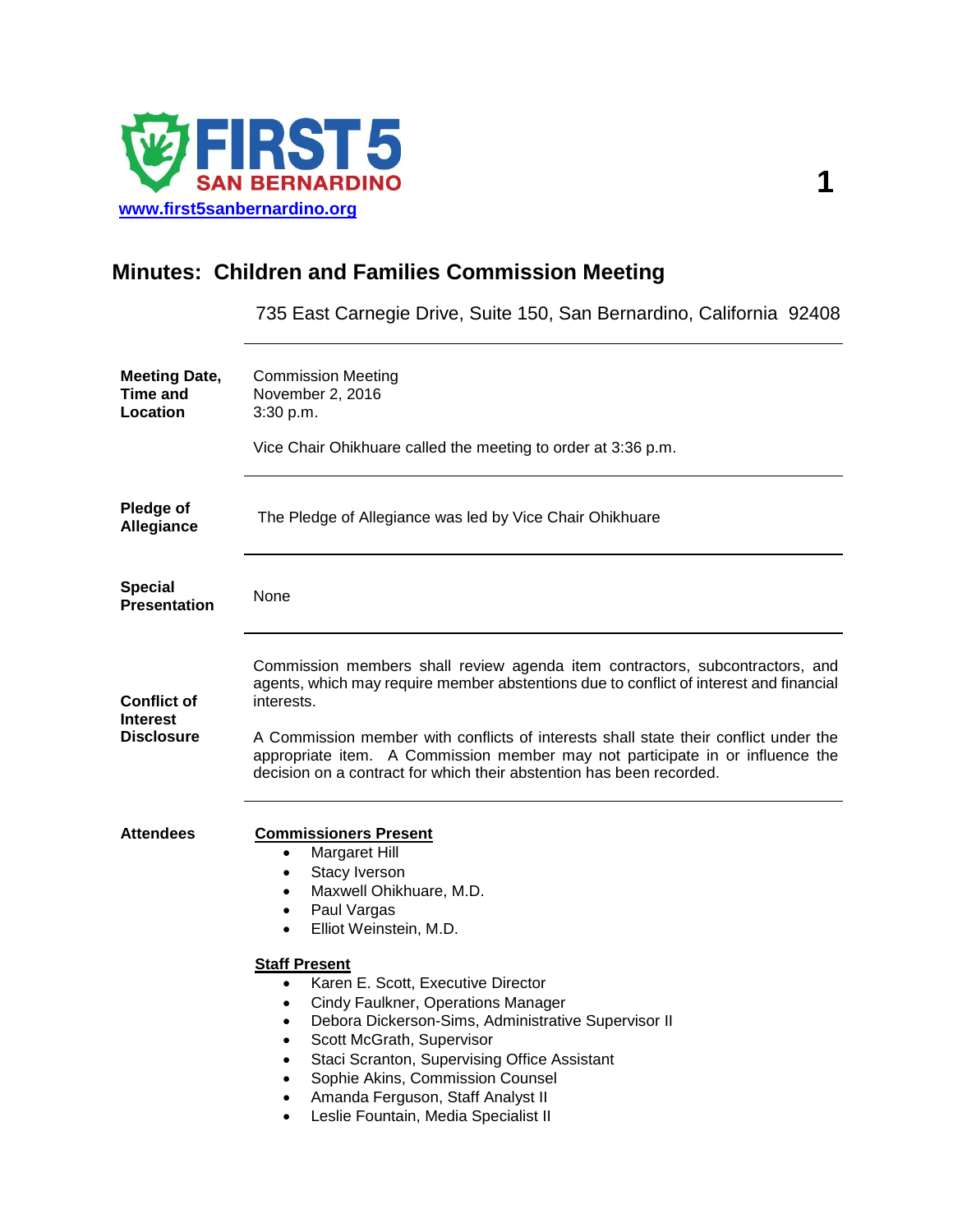FIRST 5 SAN BERNARDINO

www.first5sanbernardino.org

# Minutes: Children and Families Commission Meeting

735 East Carnegie Drive, Suite 150, San Bernardino, California 92408

**Meeting Date, Time and Location**

Commission Meeting
November 2, 2016
3:30 p.m.

Vice Chair Ohikhuare called the meeting to order at 3:36 p.m.

**Pledge of Allegiance**

The Pledge of Allegiance was led by Vice Chair Ohikhuare

**Special Presentation**

None

**Conflict of Interest Disclosure**

Commission members shall review agenda item contractors, subcontractors, and agents, which may require member abstentions due to conflict of interest and financial interests.

A Commission member with conflicts of interests shall state their conflict under the appropriate item. A Commission member may not participate in or influence the decision on a contract for which their abstention has been recorded.

**Attendees**

**Commissioners Present**

- Margaret Hill
- Stacy Iverson
- Maxwell Ohikhuare, M.D.
- Paul Vargas
- Elliot Weinstein, M.D.

**Staff Present**

- Karen E. Scott, Executive Director
- Cindy Faulkner, Operations Manager
- Debora Dickerson-Sims, Administrative Supervisor II
- Scott McGrath, Supervisor
- Staci Scranton, Supervising Office Assistant
- Sophie Akins, Commission Counsel
- Amanda Ferguson, Staff Analyst II
- Leslie Fountain, Media Specialist II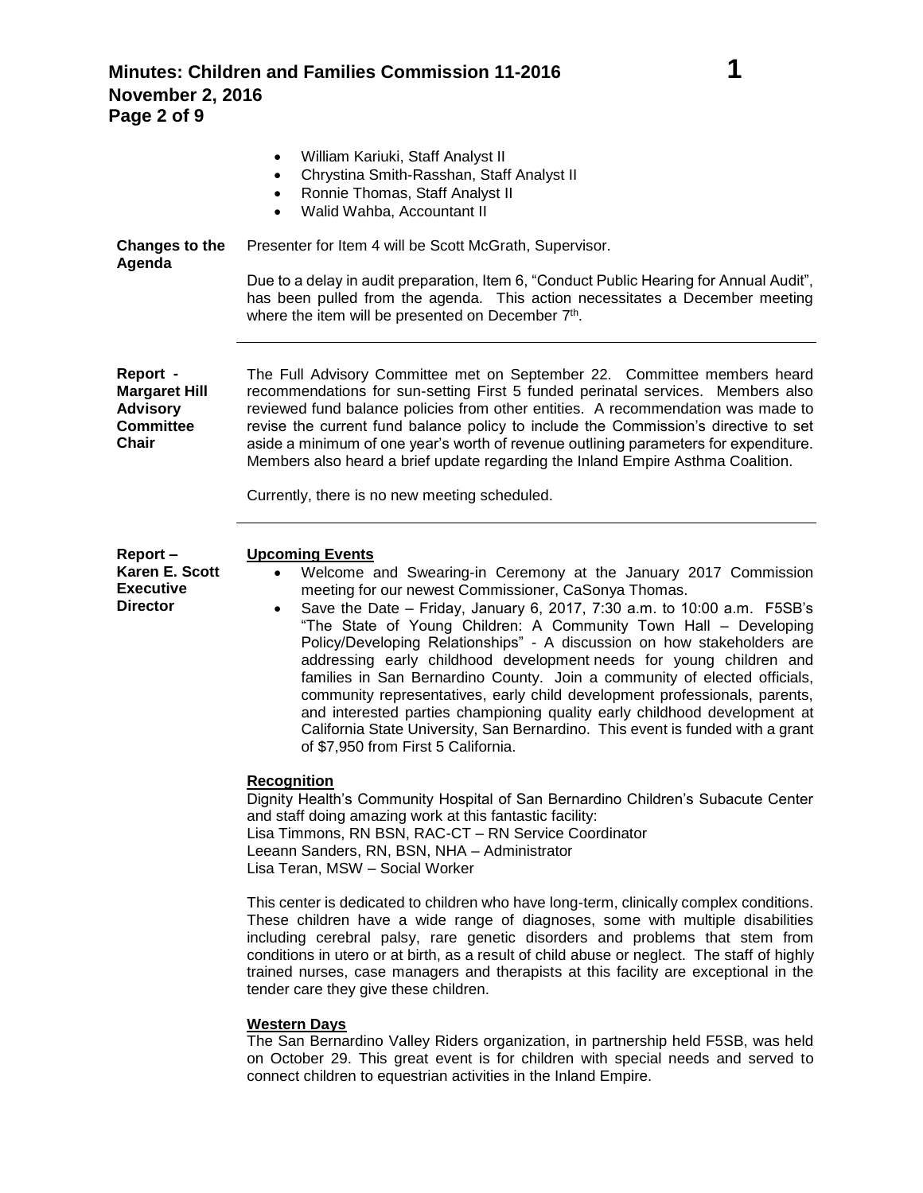- William Kariuki, Staff Analyst II
- Chrystina Smith-Rasshan, Staff Analyst II
- Ronnie Thomas, Staff Analyst II
- Walid Wahba, Accountant II

**Changes to the Agenda**

Presenter for Item 4 will be Scott McGrath, Supervisor.

Due to a delay in audit preparation, Item 6, "Conduct Public Hearing for Annual Audit", has been pulled from the agenda. This action necessitates a December meeting where the item will be presented on December 7th.

---

**Report - Margaret Hill Advisory Committee Chair**

The Full Advisory Committee met on September 22. Committee members heard recommendations for sun-setting First 5 funded perinatal services. Members also reviewed fund balance policies from other entities. A recommendation was made to revise the current fund balance policy to include the Commission's directive to set aside a minimum of one year's worth of revenue outlining parameters for expenditure. Members also heard a brief update regarding the Inland Empire Asthma Coalition.

Currently, there is no new meeting scheduled.

---

**Report – Karen E. Scott Executive Director**

**Upcoming Events**

- Welcome and Swearing-in Ceremony at the January 2017 Commission meeting for our newest Commissioner, CaSonya Thomas.
- Save the Date – Friday, January 6, 2017, 7:30 a.m. to 10:00 a.m. F5SB's "The State of Young Children: A Community Town Hall – Developing Policy/Developing Relationships" - A discussion on how stakeholders are addressing early childhood development needs for young children and families in San Bernardino County. Join a community of elected officials, community representatives, early child development professionals, parents, and interested parties championing quality early childhood development at California State University, San Bernardino. This event is funded with a grant of $7,950 from First 5 California.

**Recognition**

Dignity Health's Community Hospital of San Bernardino Children's Subacute Center and staff doing amazing work at this fantastic facility:
Lisa Timmons, RN BSN, RAC-CT – RN Service Coordinator
Leeann Sanders, RN, BSN, NHA – Administrator
Lisa Teran, MSW – Social Worker

This center is dedicated to children who have long-term, clinically complex conditions. These children have a wide range of diagnoses, some with multiple disabilities including cerebral palsy, rare genetic disorders and problems that stem from conditions in utero or at birth, as a result of child abuse or neglect. The staff of highly trained nurses, case managers and therapists at this facility are exceptional in the tender care they give these children.

**Western Days**

The San Bernardino Valley Riders organization, in partnership held F5SB, was held on October 29. This great event is for children with special needs and served to connect children to equestrian activities in the Inland Empire.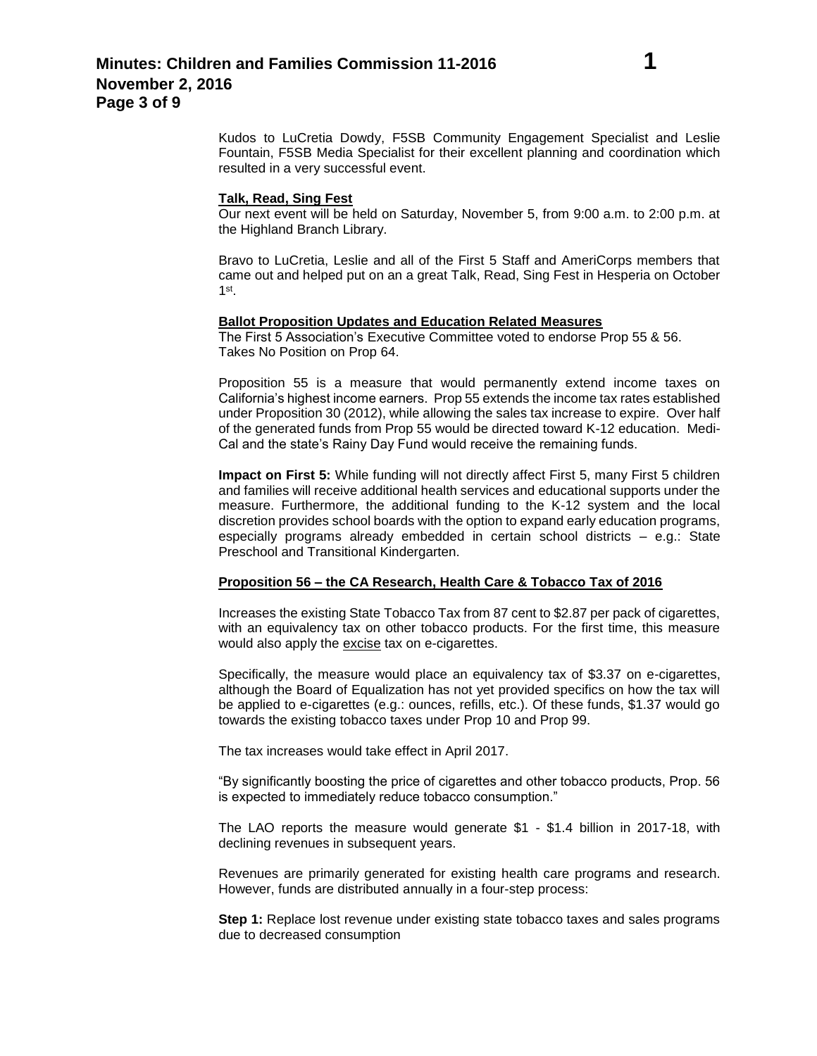Kudos to LuCretia Dowdy, F5SB Community Engagement Specialist and Leslie Fountain, F5SB Media Specialist for their excellent planning and coordination which resulted in a very successful event.

**Talk, Read, Sing Fest**

Our next event will be held on Saturday, November 5, from 9:00 a.m. to 2:00 p.m. at the Highland Branch Library.

Bravo to LuCretia, Leslie and all of the First 5 Staff and AmeriCorps members that came out and helped put on an a great Talk, Read, Sing Fest in Hesperia on October 1st.

**Ballot Proposition Updates and Education Related Measures**

The First 5 Association's Executive Committee voted to endorse Prop 55 & 56. Takes No Position on Prop 64.

Proposition 55 is a measure that would permanently extend income taxes on California's highest income earners. Prop 55 extends the income tax rates established under Proposition 30 (2012), while allowing the sales tax increase to expire. Over half of the generated funds from Prop 55 would be directed toward K-12 education. Medi-Cal and the state's Rainy Day Fund would receive the remaining funds.

**Impact on First 5:** While funding will not directly affect First 5, many First 5 children and families will receive additional health services and educational supports under the measure. Furthermore, the additional funding to the K-12 system and the local discretion provides school boards with the option to expand early education programs, especially programs already embedded in certain school districts – e.g.: State Preschool and Transitional Kindergarten.

**Proposition 56 – the CA Research, Health Care & Tobacco Tax of 2016**

Increases the existing State Tobacco Tax from 87 cent to $2.87 per pack of cigarettes, with an equivalency tax on other tobacco products. For the first time, this measure would also apply the excise tax on e-cigarettes.

Specifically, the measure would place an equivalency tax of $3.37 on e-cigarettes, although the Board of Equalization has not yet provided specifics on how the tax will be applied to e-cigarettes (e.g.: ounces, refills, etc.). Of these funds, $1.37 would go towards the existing tobacco taxes under Prop 10 and Prop 99.

The tax increases would take effect in April 2017.

"By significantly boosting the price of cigarettes and other tobacco products, Prop. 56 is expected to immediately reduce tobacco consumption."

The LAO reports the measure would generate $1 - $1.4 billion in 2017-18, with declining revenues in subsequent years.

Revenues are primarily generated for existing health care programs and research. However, funds are distributed annually in a four-step process:

**Step 1:** Replace lost revenue under existing state tobacco taxes and sales programs due to decreased consumption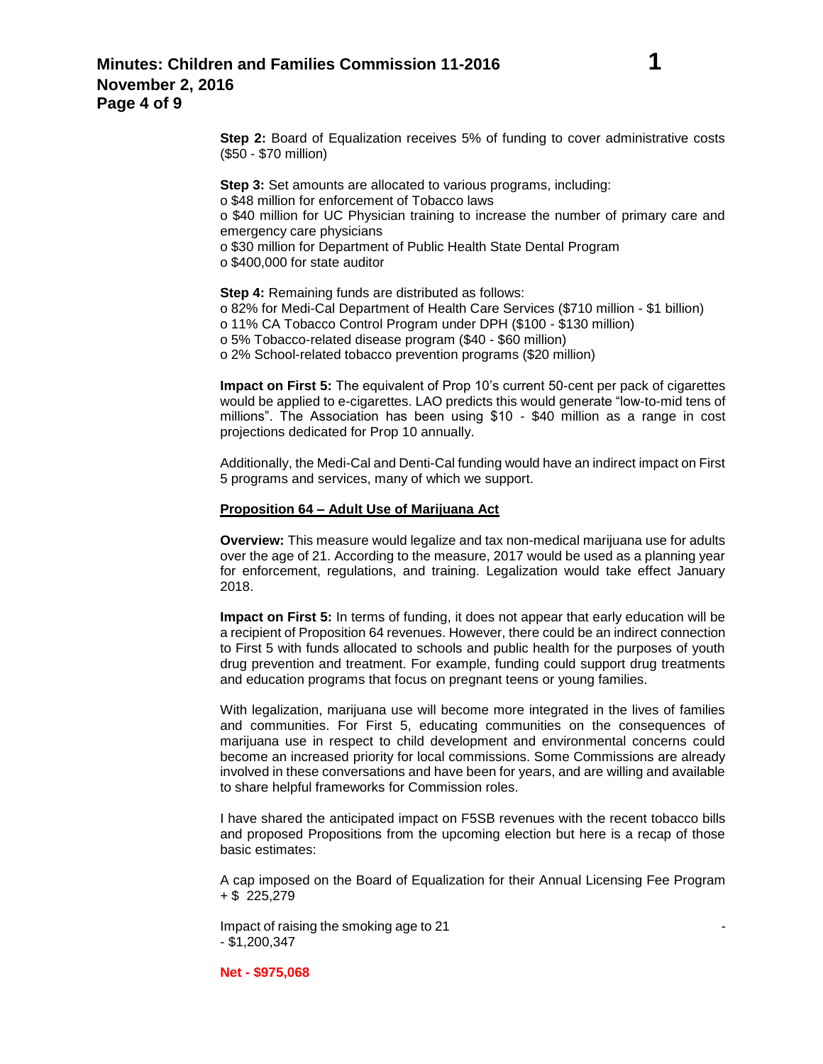**Step 2:** Board of Equalization receives 5% of funding to cover administrative costs ($50 - $70 million)

**Step 3:** Set amounts are allocated to various programs, including:
- $48 million for enforcement of Tobacco laws
- $40 million for UC Physician training to increase the number of primary care and emergency care physicians
- $30 million for Department of Public Health State Dental Program
- $400,000 for state auditor

**Step 4:** Remaining funds are distributed as follows:
- 82% for Medi-Cal Department of Health Care Services ($710 million - $1 billion)
- 11% CA Tobacco Control Program under DPH ($100 - $130 million)
- 5% Tobacco-related disease program ($40 - $60 million)
- 2% School-related tobacco prevention programs ($20 million)

**Impact on First 5:** The equivalent of Prop 10's current 50-cent per pack of cigarettes would be applied to e-cigarettes. LAO predicts this would generate "low-to-mid tens of millions". The Association has been using $10 - $40 million as a range in cost projections dedicated for Prop 10 annually.

Additionally, the Medi-Cal and Denti-Cal funding would have an indirect impact on First 5 programs and services, many of which we support.

**<u>Proposition 64 – Adult Use of Marijuana Act</u>**

**Overview:** This measure would legalize and tax non-medical marijuana use for adults over the age of 21. According to the measure, 2017 would be used as a planning year for enforcement, regulations, and training. Legalization would take effect January 2018.

**Impact on First 5:** In terms of funding, it does not appear that early education will be a recipient of Proposition 64 revenues. However, there could be an indirect connection to First 5 with funds allocated to schools and public health for the purposes of youth drug prevention and treatment. For example, funding could support drug treatments and education programs that focus on pregnant teens or young families.

With legalization, marijuana use will become more integrated in the lives of families and communities. For First 5, educating communities on the consequences of marijuana use in respect to child development and environmental concerns could become an increased priority for local commissions. Some Commissions are already involved in these conversations and have been for years, and are willing and available to share helpful frameworks for Commission roles.

I have shared the anticipated impact on F5SB revenues with the recent tobacco bills and proposed Propositions from the upcoming election but here is a recap of those basic estimates:

A cap imposed on the Board of Equalization for their Annual Licensing Fee Program + $ 225,279

Impact of raising the smoking age to 21 - - $1,200,347

**Net - $975,068**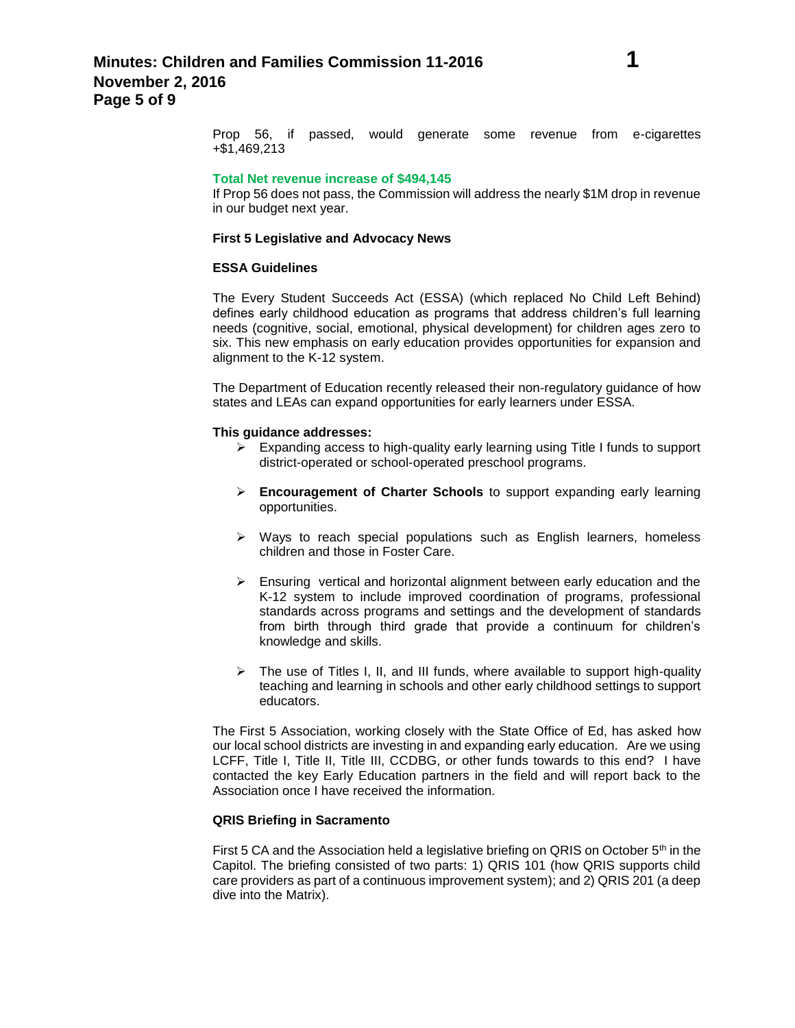Prop 56, if passed, would generate some revenue from e-cigarettes +$1,469,213

**Total Net revenue increase of $494,145**

If Prop 56 does not pass, the Commission will address the nearly $1M drop in revenue in our budget next year.

**First 5 Legislative and Advocacy News**

**ESSA Guidelines**

The Every Student Succeeds Act (ESSA) (which replaced No Child Left Behind) defines early childhood education as programs that address children's full learning needs (cognitive, social, emotional, physical development) for children ages zero to six. This new emphasis on early education provides opportunities for expansion and alignment to the K-12 system.

The Department of Education recently released their non-regulatory guidance of how states and LEAs can expand opportunities for early learners under ESSA.

**This guidance addresses:**

- Expanding access to high-quality early learning using Title I funds to support district-operated or school-operated preschool programs.
- **Encouragement of Charter Schools** to support expanding early learning opportunities.
- Ways to reach special populations such as English learners, homeless children and those in Foster Care.
- Ensuring vertical and horizontal alignment between early education and the K-12 system to include improved coordination of programs, professional standards across programs and settings and the development of standards from birth through third grade that provide a continuum for children's knowledge and skills.
- The use of Titles I, II, and III funds, where available to support high-quality teaching and learning in schools and other early childhood settings to support educators.

The First 5 Association, working closely with the State Office of Ed, has asked how our local school districts are investing in and expanding early education. Are we using LCFF, Title I, Title II, Title III, CCDBG, or other funds towards to this end? I have contacted the key Early Education partners in the field and will report back to the Association once I have received the information.

**QRIS Briefing in Sacramento**

First 5 CA and the Association held a legislative briefing on QRIS on October 5th in the Capitol. The briefing consisted of two parts: 1) QRIS 101 (how QRIS supports child care providers as part of a continuous improvement system); and 2) QRIS 201 (a deep dive into the Matrix).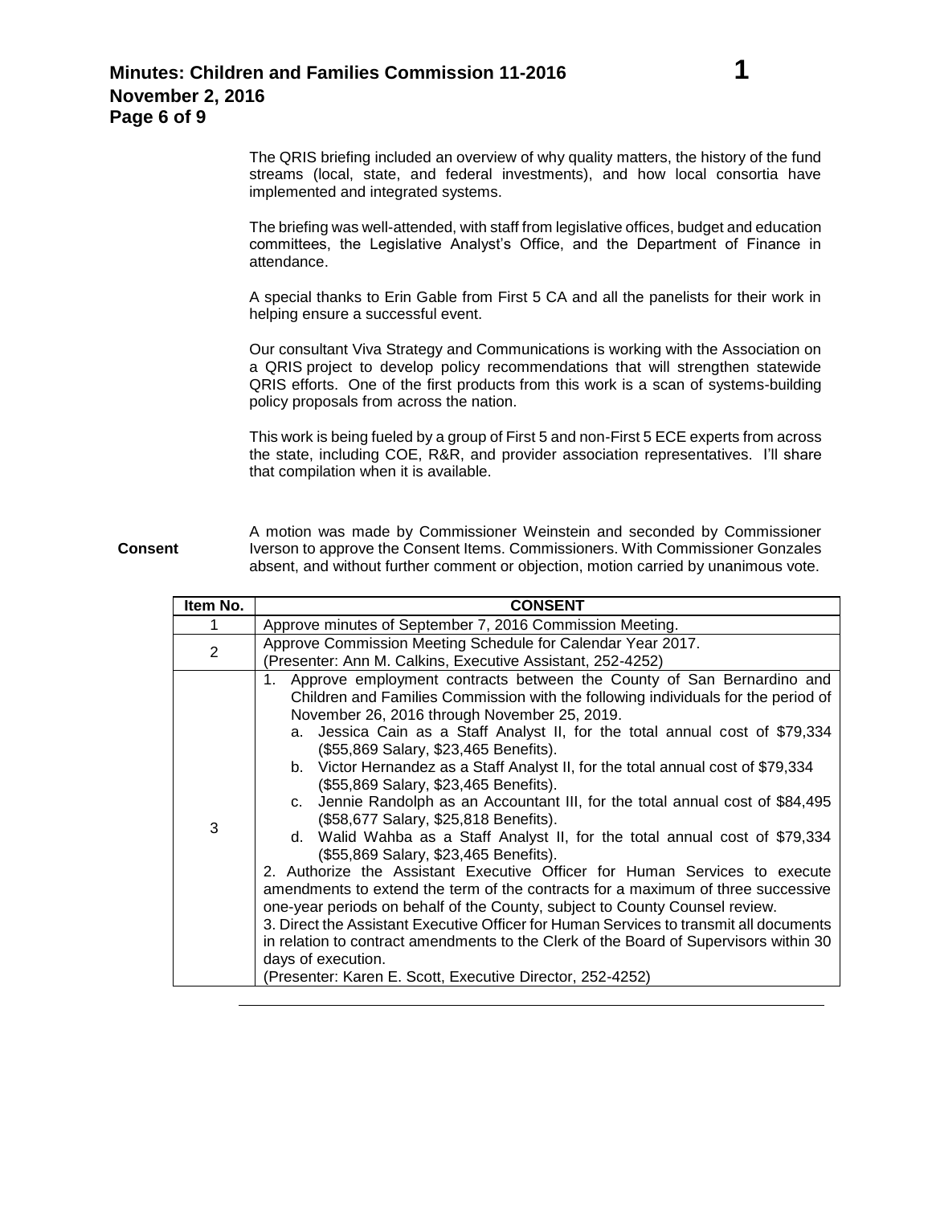The QRIS briefing included an overview of why quality matters, the history of the fund streams (local, state, and federal investments), and how local consortia have implemented and integrated systems.

The briefing was well-attended, with staff from legislative offices, budget and education committees, the Legislative Analyst's Office, and the Department of Finance in attendance.

A special thanks to Erin Gable from First 5 CA and all the panelists for their work in helping ensure a successful event.

Our consultant Viva Strategy and Communications is working with the Association on a QRIS project to develop policy recommendations that will strengthen statewide QRIS efforts. One of the first products from this work is a scan of systems-building policy proposals from across the nation.

This work is being fueled by a group of First 5 and non-First 5 ECE experts from across the state, including COE, R&R, and provider association representatives. I'll share that compilation when it is available.

**Consent**

A motion was made by Commissioner Weinstein and seconded by Commissioner Iverson to approve the Consent Items. Commissioners. With Commissioner Gonzales absent, and without further comment or objection, motion carried by unanimous vote.

| Item No. | CONSENT |
|---|---|
| 1 | Approve minutes of September 7, 2016 Commission Meeting. |
| 2 | Approve Commission Meeting Schedule for Calendar Year 2017.<br>(Presenter: Ann M. Calkins, Executive Assistant, 252-4252) |
| 3 | 1. Approve employment contracts between the County of San Bernardino and Children and Families Commission with the following individuals for the period of November 26, 2016 through November 25, 2019.<br>a. Jessica Cain as a Staff Analyst II, for the total annual cost of $79,334 ($55,869 Salary, $23,465 Benefits).<br>b. Victor Hernandez as a Staff Analyst II, for the total annual cost of $79,334 ($55,869 Salary, $23,465 Benefits).<br>c. Jennie Randolph as an Accountant III, for the total annual cost of $84,495 ($58,677 Salary, $25,818 Benefits).<br>d. Walid Wahba as a Staff Analyst II, for the total annual cost of $79,334 ($55,869 Salary, $23,465 Benefits).<br>2. Authorize the Assistant Executive Officer for Human Services to execute amendments to extend the term of the contracts for a maximum of three successive one-year periods on behalf of the County, subject to County Counsel review.<br>3. Direct the Assistant Executive Officer for Human Services to transmit all documents in relation to contract amendments to the Clerk of the Board of Supervisors within 30 days of execution.<br>(Presenter: Karen E. Scott, Executive Director, 252-4252) |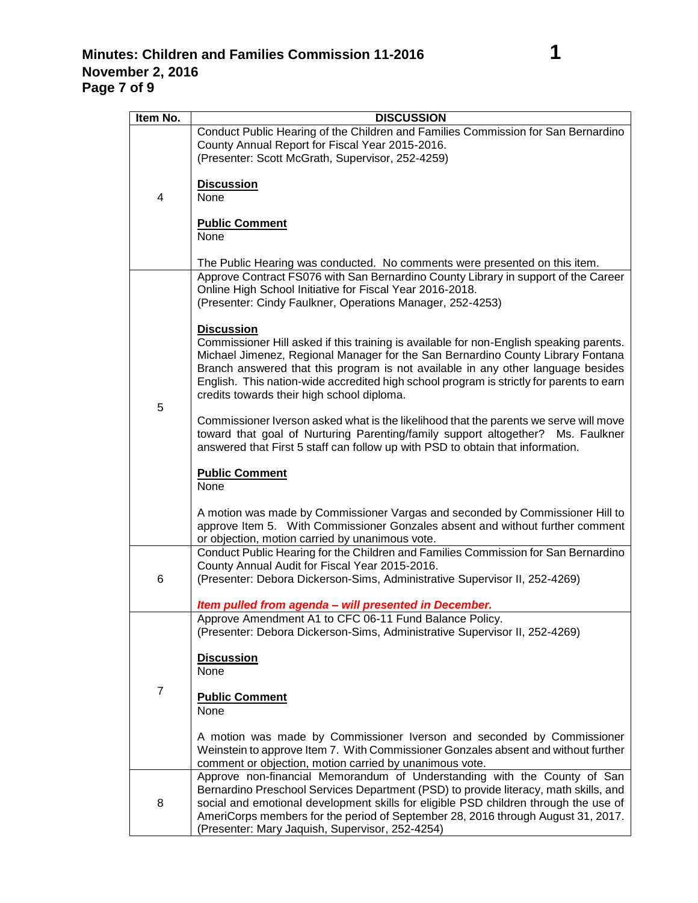| Item No. | DISCUSSION |
|---|---|
| 4 | Conduct Public Hearing of the Children and Families Commission for San Bernardino County Annual Report for Fiscal Year 2015-2016.<br>(Presenter: Scott McGrath, Supervisor, 252-4259)<br><br>**Discussion**<br>None<br><br>**Public Comment**<br>None<br><br>The Public Hearing was conducted. No comments were presented on this item. |
| 5 | Approve Contract FS076 with San Bernardino County Library in support of the Career Online High School Initiative for Fiscal Year 2016-2018.<br>(Presenter: Cindy Faulkner, Operations Manager, 252-4253)<br><br>**Discussion**<br>Commissioner Hill asked if this training is available for non-English speaking parents. Michael Jimenez, Regional Manager for the San Bernardino County Library Fontana Branch answered that this program is not available in any other language besides English. This nation-wide accredited high school program is strictly for parents to earn credits towards their high school diploma.<br><br>Commissioner Iverson asked what is the likelihood that the parents we serve will move toward that goal of Nurturing Parenting/family support altogether? Ms. Faulkner answered that First 5 staff can follow up with PSD to obtain that information.<br><br>**Public Comment**<br>None<br><br>A motion was made by Commissioner Vargas and seconded by Commissioner Hill to approve Item 5. With Commissioner Gonzales absent and without further comment or objection, motion carried by unanimous vote. |
| 6 | Conduct Public Hearing for the Children and Families Commission for San Bernardino County Annual Audit for Fiscal Year 2015-2016.<br>(Presenter: Debora Dickerson-Sims, Administrative Supervisor II, 252-4269)<br><br>***Item pulled from agenda – will presented in December.*** |
| 7 | Approve Amendment A1 to CFC 06-11 Fund Balance Policy.<br>(Presenter: Debora Dickerson-Sims, Administrative Supervisor II, 252-4269)<br><br>**Discussion**<br>None<br><br>**Public Comment**<br>None<br><br>A motion was made by Commissioner Iverson and seconded by Commissioner Weinstein to approve Item 7. With Commissioner Gonzales absent and without further comment or objection, motion carried by unanimous vote. |
| 8 | Approve non-financial Memorandum of Understanding with the County of San Bernardino Preschool Services Department (PSD) to provide literacy, math skills, and social and emotional development skills for eligible PSD children through the use of AmeriCorps members for the period of September 28, 2016 through August 31, 2017.<br>(Presenter: Mary Jaquish, Supervisor, 252-4254) |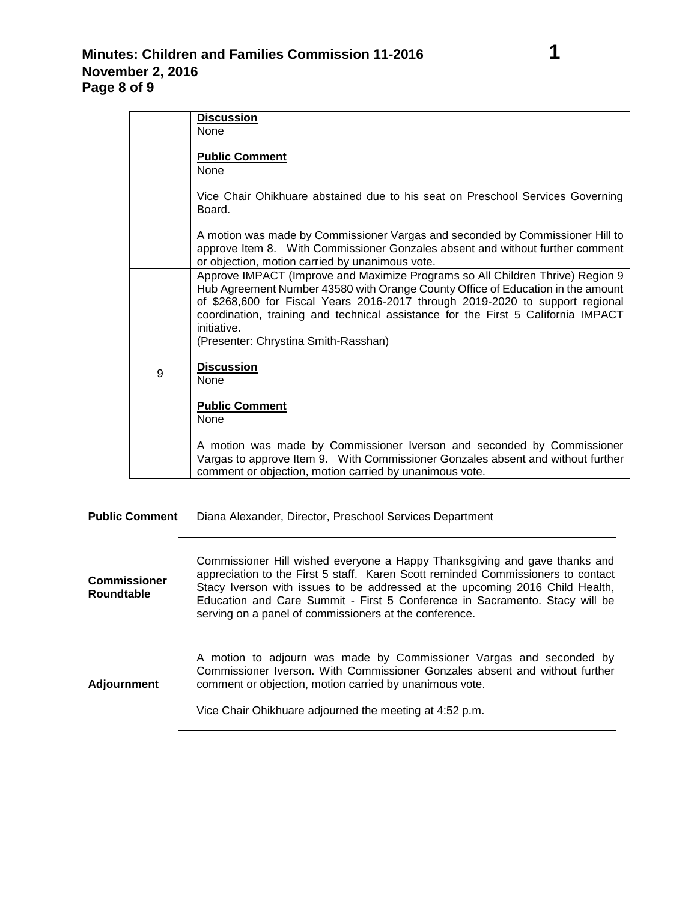| | |
|---|---|
| | **Discussion**<br>None<br><br>**Public Comment**<br>None<br><br>Vice Chair Ohikhuare abstained due to his seat on Preschool Services Governing Board.<br><br>A motion was made by Commissioner Vargas and seconded by Commissioner Hill to approve Item 8. With Commissioner Gonzales absent and without further comment or objection, motion carried by unanimous vote. |
| 9 | Approve IMPACT (Improve and Maximize Programs so All Children Thrive) Region 9 Hub Agreement Number 43580 with Orange County Office of Education in the amount of $268,600 for Fiscal Years 2016-2017 through 2019-2020 to support regional coordination, training and technical assistance for the First 5 California IMPACT initiative.<br>(Presenter: Chrystina Smith-Rasshan)<br><br>**Discussion**<br>None<br><br>**Public Comment**<br>None<br><br>A motion was made by Commissioner Iverson and seconded by Commissioner Vargas to approve Item 9. With Commissioner Gonzales absent and without further comment or objection, motion carried by unanimous vote. |

**Public Comment**

Diana Alexander, Director, Preschool Services Department

**Commissioner Roundtable**

Commissioner Hill wished everyone a Happy Thanksgiving and gave thanks and appreciation to the First 5 staff. Karen Scott reminded Commissioners to contact Stacy Iverson with issues to be addressed at the upcoming 2016 Child Health, Education and Care Summit - First 5 Conference in Sacramento. Stacy will be serving on a panel of commissioners at the conference.

**Adjournment**

A motion to adjourn was made by Commissioner Vargas and seconded by Commissioner Iverson. With Commissioner Gonzales absent and without further comment or objection, motion carried by unanimous vote.

Vice Chair Ohikhuare adjourned the meeting at 4:52 p.m.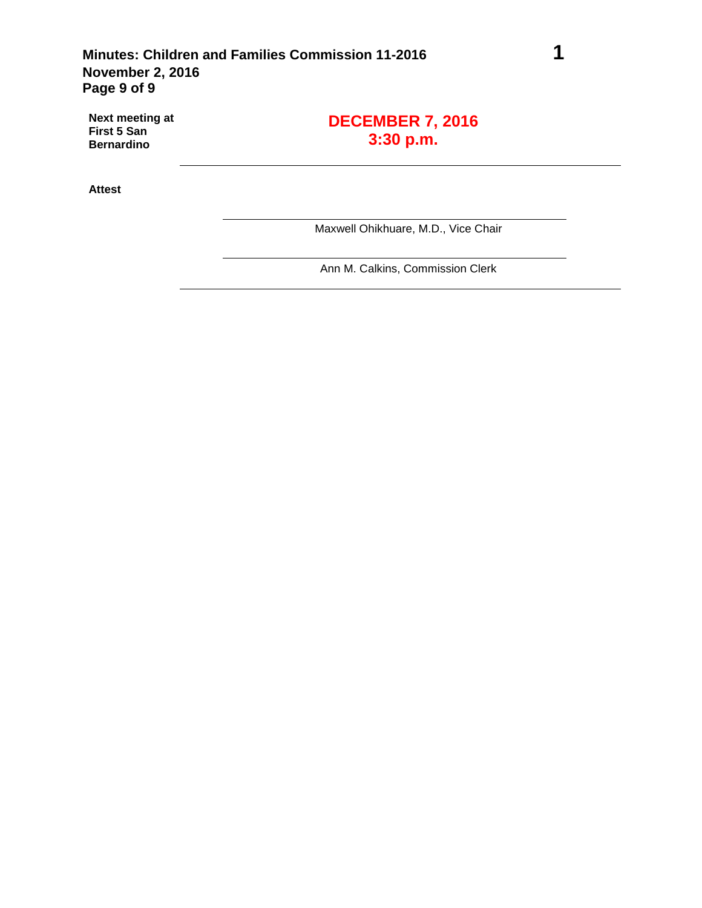**Next meeting at First 5 San Bernardino**

**DECEMBER 7, 2016**
**3:30 p.m.**

---

**Attest**

\_\_\_\_\_\_\_\_\_\_\_\_\_\_\_\_\_\_\_\_\_\_\_\_\_\_\_\_\_\_\_\_\_\_\_\_

Maxwell Ohikhuare, M.D., Vice Chair

\_\_\_\_\_\_\_\_\_\_\_\_\_\_\_\_\_\_\_\_\_\_\_\_\_\_\_\_\_\_\_\_\_\_\_\_

Ann M. Calkins, Commission Clerk

---